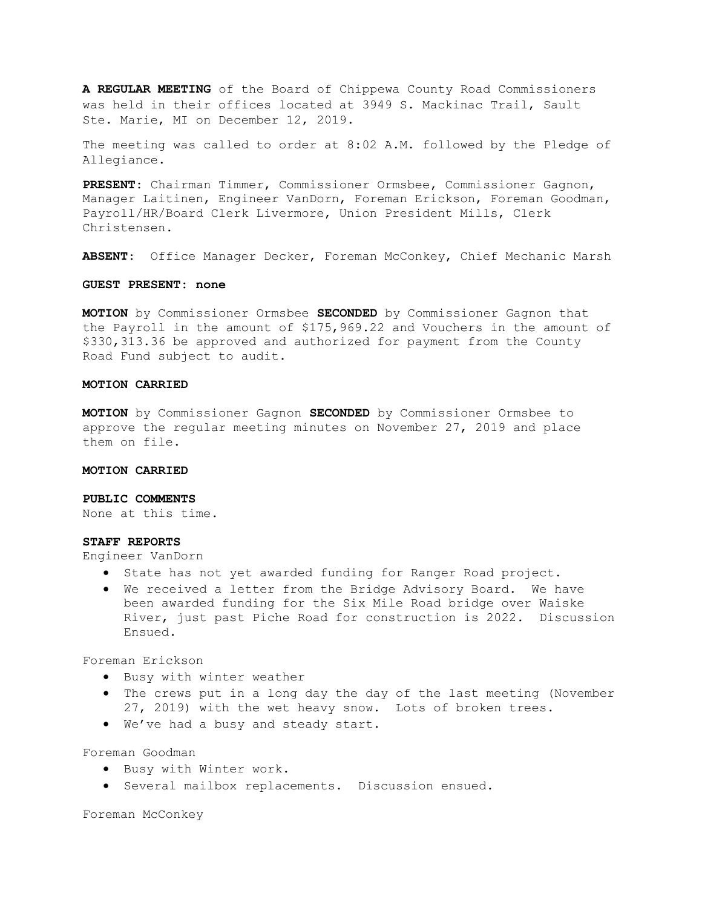**A REGULAR MEETING** of the Board of Chippewa County Road Commissioners was held in their offices located at 3949 S. Mackinac Trail, Sault Ste. Marie, MI on December 12, 2019.

The meeting was called to order at 8:02 A.M. followed by the Pledge of Allegiance.

**PRESENT:** Chairman Timmer, Commissioner Ormsbee, Commissioner Gagnon, Manager Laitinen, Engineer VanDorn, Foreman Erickson, Foreman Goodman, Payroll/HR/Board Clerk Livermore, Union President Mills, Clerk Christensen.

**ABSENT:** Office Manager Decker, Foreman McConkey, Chief Mechanic Marsh

**GUEST PRESENT: none**

**MOTION** by Commissioner Ormsbee **SECONDED** by Commissioner Gagnon that the Payroll in the amount of $175,969.22 and Vouchers in the amount of $330,313.36 be approved and authorized for payment from the County Road Fund subject to audit.

**MOTION CARRIED**

**MOTION** by Commissioner Gagnon **SECONDED** by Commissioner Ormsbee to approve the regular meeting minutes on November 27, 2019 and place them on file.

**MOTION CARRIED**

**PUBLIC COMMENTS**

None at this time.

**STAFF REPORTS**

Engineer VanDorn

- State has not yet awarded funding for Ranger Road project.
- We received a letter from the Bridge Advisory Board. We have been awarded funding for the Six Mile Road bridge over Waiske River, just past Piche Road for construction is 2022. Discussion Ensued.

Foreman Erickson

- Busy with winter weather
- The crews put in a long day the day of the last meeting (November 27, 2019) with the wet heavy snow. Lots of broken trees.
- We've had a busy and steady start.

Foreman Goodman

- Busy with Winter work.
- Several mailbox replacements. Discussion ensued.

Foreman McConkey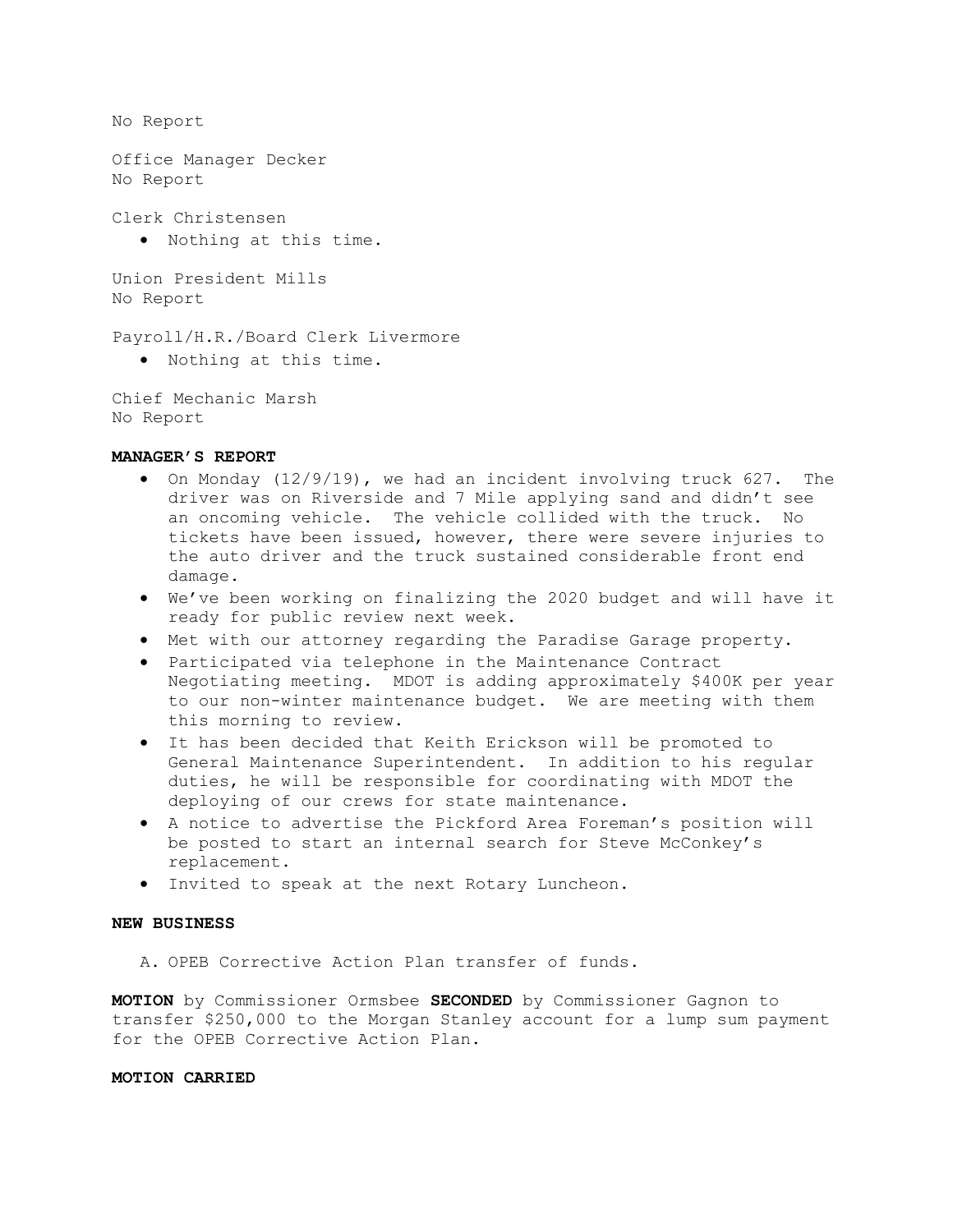No Report

Office Manager Decker
No Report

Clerk Christensen

- Nothing at this time.

Union President Mills
No Report

Payroll/H.R./Board Clerk Livermore

- Nothing at this time.

Chief Mechanic Marsh
No Report

**MANAGER'S REPORT**

- On Monday (12/9/19), we had an incident involving truck 627. The driver was on Riverside and 7 Mile applying sand and didn't see an oncoming vehicle. The vehicle collided with the truck. No tickets have been issued, however, there were severe injuries to the auto driver and the truck sustained considerable front end damage.
- We've been working on finalizing the 2020 budget and will have it ready for public review next week.
- Met with our attorney regarding the Paradise Garage property.
- Participated via telephone in the Maintenance Contract Negotiating meeting. MDOT is adding approximately $400K per year to our non-winter maintenance budget. We are meeting with them this morning to review.
- It has been decided that Keith Erickson will be promoted to General Maintenance Superintendent. In addition to his regular duties, he will be responsible for coordinating with MDOT the deploying of our crews for state maintenance.
- A notice to advertise the Pickford Area Foreman's position will be posted to start an internal search for Steve McConkey's replacement.
- Invited to speak at the next Rotary Luncheon.

**NEW BUSINESS**

A. OPEB Corrective Action Plan transfer of funds.

**MOTION** by Commissioner Ormsbee **SECONDED** by Commissioner Gagnon to transfer $250,000 to the Morgan Stanley account for a lump sum payment for the OPEB Corrective Action Plan.

**MOTION CARRIED**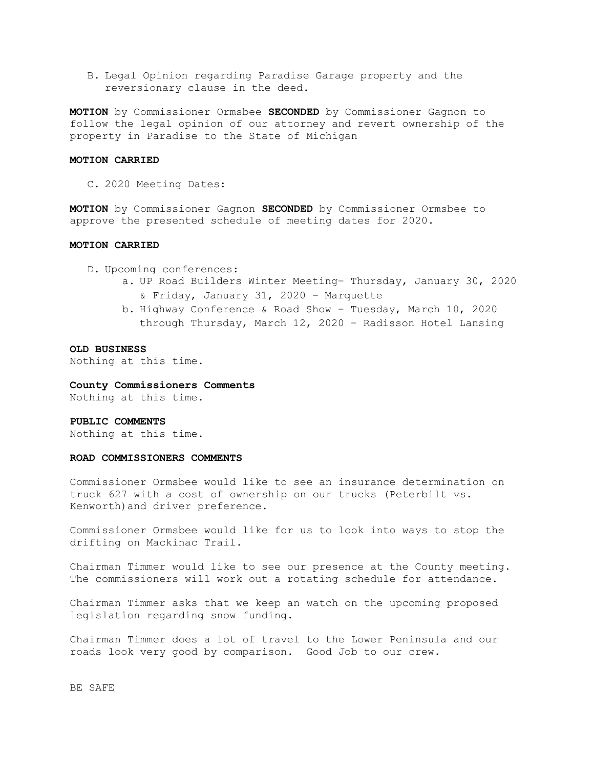B. Legal Opinion regarding Paradise Garage property and the reversionary clause in the deed.

**MOTION** by Commissioner Ormsbee **SECONDED** by Commissioner Gagnon to follow the legal opinion of our attorney and revert ownership of the property in Paradise to the State of Michigan

**MOTION CARRIED**

C. 2020 Meeting Dates:

**MOTION** by Commissioner Gagnon **SECONDED** by Commissioner Ormsbee to approve the presented schedule of meeting dates for 2020.

**MOTION CARRIED**

D. Upcoming conferences:
   a. UP Road Builders Winter Meeting– Thursday, January 30, 2020 & Friday, January 31, 2020 – Marquette
   b. Highway Conference & Road Show – Tuesday, March 10, 2020 through Thursday, March 12, 2020 – Radisson Hotel Lansing

**OLD BUSINESS**

Nothing at this time.

**County Commissioners Comments**

Nothing at this time.

**PUBLIC COMMENTS**

Nothing at this time.

**ROAD COMMISSIONERS COMMENTS**

Commissioner Ormsbee would like to see an insurance determination on truck 627 with a cost of ownership on our trucks (Peterbilt vs. Kenworth)and driver preference.

Commissioner Ormsbee would like for us to look into ways to stop the drifting on Mackinac Trail.

Chairman Timmer would like to see our presence at the County meeting. The commissioners will work out a rotating schedule for attendance.

Chairman Timmer asks that we keep an watch on the upcoming proposed legislation regarding snow funding.

Chairman Timmer does a lot of travel to the Lower Peninsula and our roads look very good by comparison. Good Job to our crew.

BE SAFE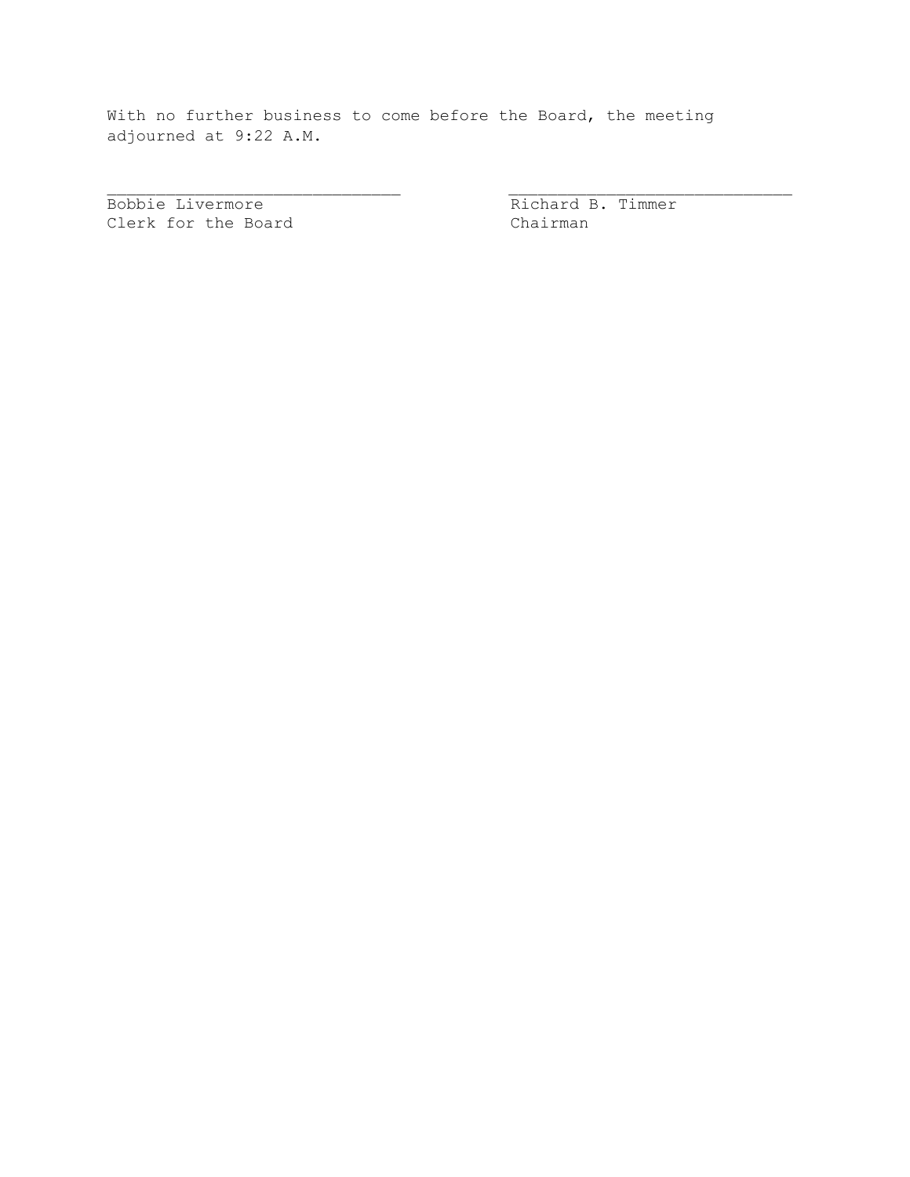With no further business to come before the Board, the meeting adjourned at 9:22 A.M.

| | |
|---|---|
| ______________________________ | ______________________________ |
| Bobbie Livermore | Richard B. Timmer |
| Clerk for the Board | Chairman |